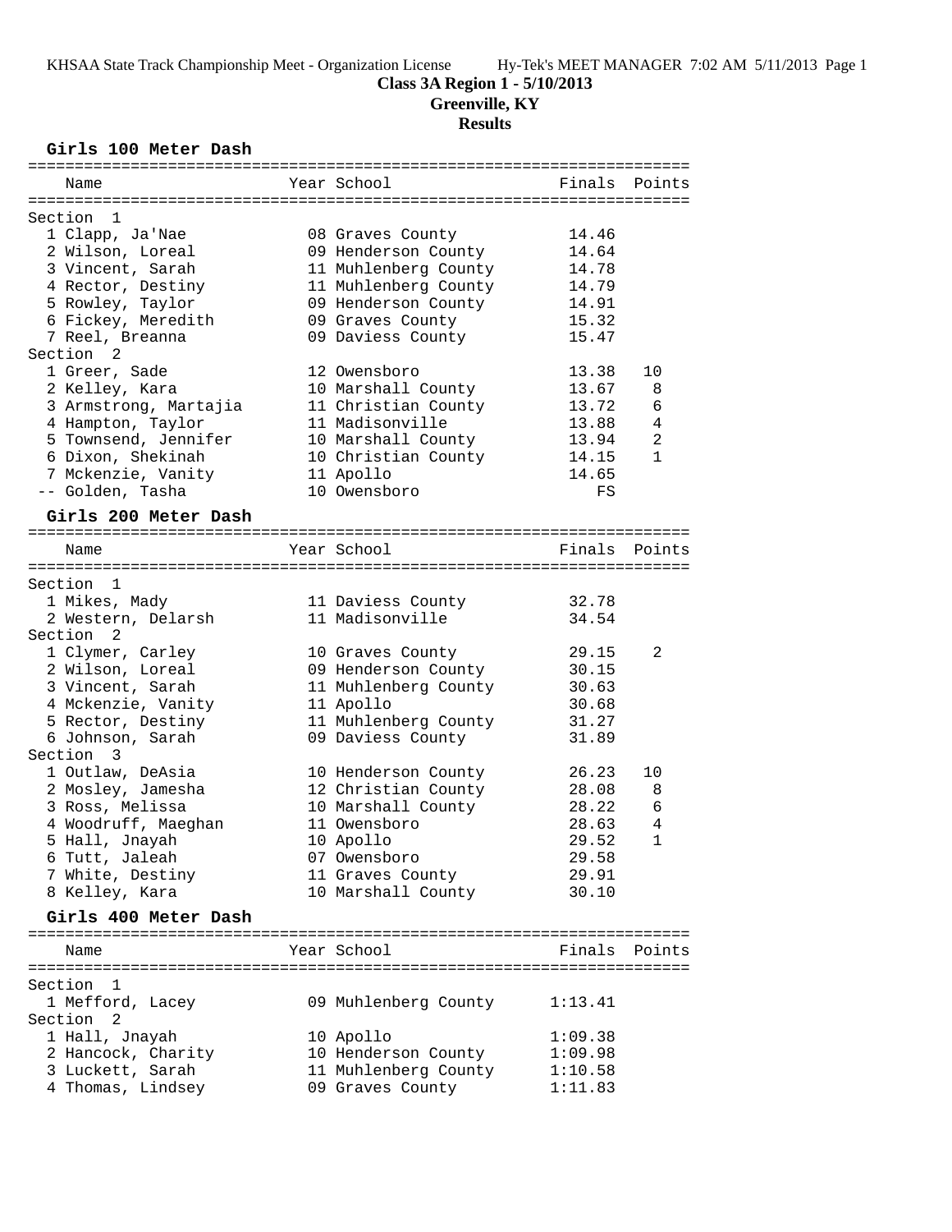KHSAA State Track Championship Meet - Organization License Hy-Tek's MEET MANAGER 7:02 AM 5/11/2013

# Class 3A Region 1 - 5/10/2013
## Greenville, KY
## Results

### Girls 100 Meter Dash

| Name | Year | School | Finals | Points |
|---|---|---|---|---|
| **Section 1** | | | | |
| 1 Clapp, Ja'Nae | 08 | Graves County | 14.46 | |
| 2 Wilson, Loreal | 09 | Henderson County | 14.64 | |
| 3 Vincent, Sarah | 11 | Muhlenberg County | 14.78 | |
| 4 Rector, Destiny | 11 | Muhlenberg County | 14.79 | |
| 5 Rowley, Taylor | 09 | Henderson County | 14.91 | |
| 6 Fickey, Meredith | 09 | Graves County | 15.32 | |
| 7 Reel, Breanna | 09 | Daviess County | 15.47 | |
| **Section 2** | | | | |
| 1 Greer, Sade | 12 | Owensboro | 13.38 | 10 |
| 2 Kelley, Kara | 10 | Marshall County | 13.67 | 8 |
| 3 Armstrong, Martajia | 11 | Christian County | 13.72 | 6 |
| 4 Hampton, Taylor | 11 | Madisonville | 13.88 | 4 |
| 5 Townsend, Jennifer | 10 | Marshall County | 13.94 | 2 |
| 6 Dixon, Shekinah | 10 | Christian County | 14.15 | 1 |
| 7 Mckenzie, Vanity | 11 | Apollo | 14.65 | |
| -- Golden, Tasha | 10 | Owensboro | FS | |

### Girls 200 Meter Dash

| Name | Year | School | Finals | Points |
|---|---|---|---|---|
| **Section 1** | | | | |
| 1 Mikes, Mady | 11 | Daviess County | 32.78 | |
| 2 Western, Delarsh | 11 | Madisonville | 34.54 | |
| **Section 2** | | | | |
| 1 Clymer, Carley | 10 | Graves County | 29.15 | 2 |
| 2 Wilson, Loreal | 09 | Henderson County | 30.15 | |
| 3 Vincent, Sarah | 11 | Muhlenberg County | 30.63 | |
| 4 Mckenzie, Vanity | 11 | Apollo | 30.68 | |
| 5 Rector, Destiny | 11 | Muhlenberg County | 31.27 | |
| 6 Johnson, Sarah | 09 | Daviess County | 31.89 | |
| **Section 3** | | | | |
| 1 Outlaw, DeAsia | 10 | Henderson County | 26.23 | 10 |
| 2 Mosley, Jamesha | 12 | Christian County | 28.08 | 8 |
| 3 Ross, Melissa | 10 | Marshall County | 28.22 | 6 |
| 4 Woodruff, Maeghan | 11 | Owensboro | 28.63 | 4 |
| 5 Hall, Jnayah | 10 | Apollo | 29.52 | 1 |
| 6 Tutt, Jaleah | 07 | Owensboro | 29.58 | |
| 7 White, Destiny | 11 | Graves County | 29.91 | |
| 8 Kelley, Kara | 10 | Marshall County | 30.10 | |

### Girls 400 Meter Dash

| Name | Year | School | Finals | Points |
|---|---|---|---|---|
| **Section 1** | | | | |
| 1 Mefford, Lacey | 09 | Muhlenberg County | 1:13.41 | |
| **Section 2** | | | | |
| 1 Hall, Jnayah | 10 | Apollo | 1:09.38 | |
| 2 Hancock, Charity | 10 | Henderson County | 1:09.98 | |
| 3 Luckett, Sarah | 11 | Muhlenberg County | 1:10.58 | |
| 4 Thomas, Lindsey | 09 | Graves County | 1:11.83 | |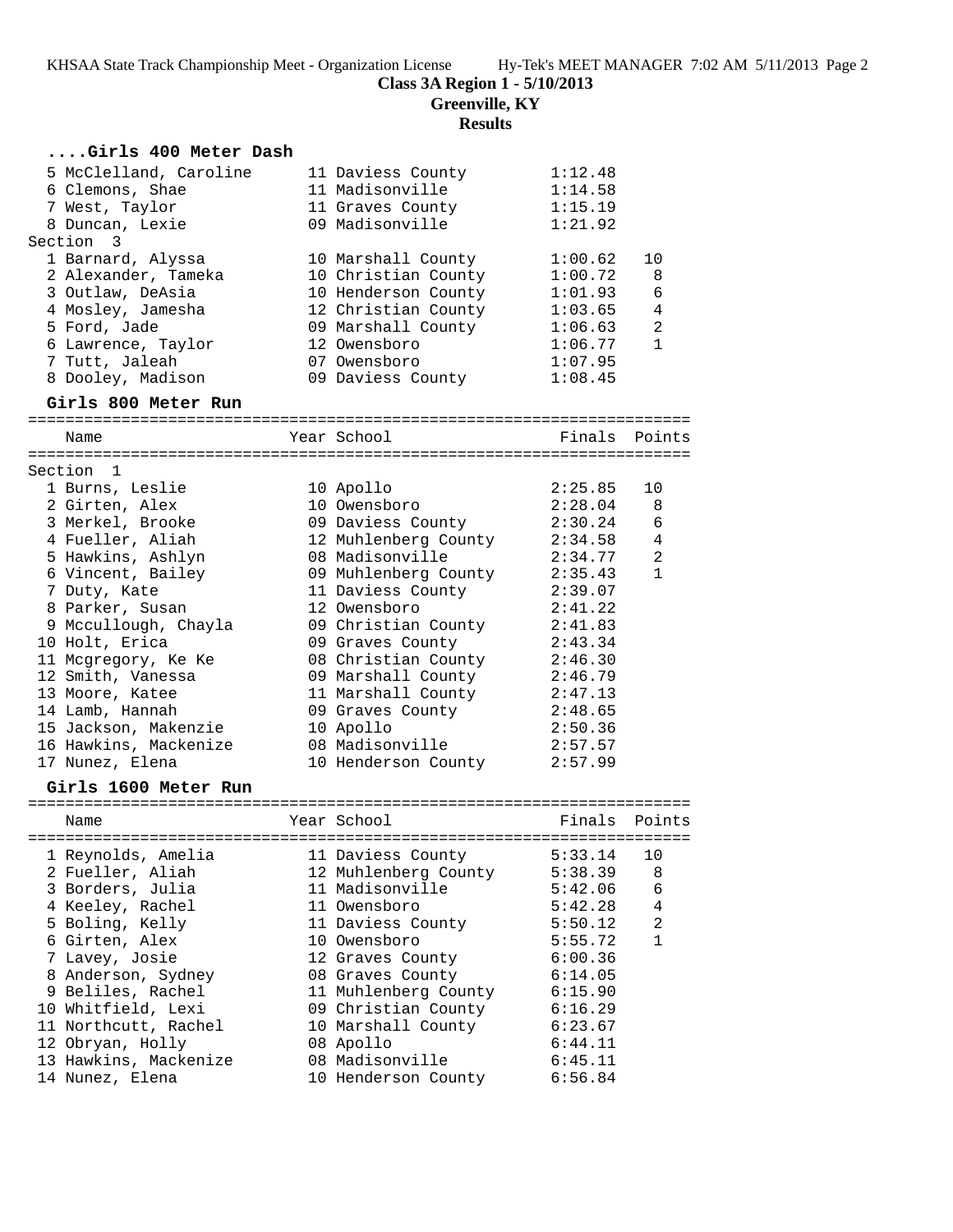**Class 3A Region 1 - 5/10/2013**
**Greenville, KY**
**Results**

### ....Girls 400 Meter Dash

| Name | Year | School | Finals | Points |
|---|---|---|---|---|
| 5 McClelland, Caroline | 11 | Daviess County | 1:12.48 | |
| 6 Clemons, Shae | 11 | Madisonville | 1:14.58 | |
| 7 West, Taylor | 11 | Graves County | 1:15.19 | |
| 8 Duncan, Lexie | 09 | Madisonville | 1:21.92 | |
| **Section 3** | | | | |
| 1 Barnard, Alyssa | 10 | Marshall County | 1:00.62 | 10 |
| 2 Alexander, Tameka | 10 | Christian County | 1:00.72 | 8 |
| 3 Outlaw, DeAsia | 10 | Henderson County | 1:01.93 | 6 |
| 4 Mosley, Jamesha | 12 | Christian County | 1:03.65 | 4 |
| 5 Ford, Jade | 09 | Marshall County | 1:06.63 | 2 |
| 6 Lawrence, Taylor | 12 | Owensboro | 1:06.77 | 1 |
| 7 Tutt, Jaleah | 07 | Owensboro | 1:07.95 | |
| 8 Dooley, Madison | 09 | Daviess County | 1:08.45 | |

### Girls 800 Meter Run

| Name | Year | School | Finals | Points |
|---|---|---|---|---|
| **Section 1** | | | | |
| 1 Burns, Leslie | 10 | Apollo | 2:25.85 | 10 |
| 2 Girten, Alex | 10 | Owensboro | 2:28.04 | 8 |
| 3 Merkel, Brooke | 09 | Daviess County | 2:30.24 | 6 |
| 4 Fueller, Aliah | 12 | Muhlenberg County | 2:34.58 | 4 |
| 5 Hawkins, Ashlyn | 08 | Madisonville | 2:34.77 | 2 |
| 6 Vincent, Bailey | 09 | Muhlenberg County | 2:35.43 | 1 |
| 7 Duty, Kate | 11 | Daviess County | 2:39.07 | |
| 8 Parker, Susan | 12 | Owensboro | 2:41.22 | |
| 9 Mccullough, Chayla | 09 | Christian County | 2:41.83 | |
| 10 Holt, Erica | 09 | Graves County | 2:43.34 | |
| 11 Mcgregory, Ke Ke | 08 | Christian County | 2:46.30 | |
| 12 Smith, Vanessa | 09 | Marshall County | 2:46.79 | |
| 13 Moore, Katee | 11 | Marshall County | 2:47.13 | |
| 14 Lamb, Hannah | 09 | Graves County | 2:48.65 | |
| 15 Jackson, Makenzie | 10 | Apollo | 2:50.36 | |
| 16 Hawkins, Mackenize | 08 | Madisonville | 2:57.57 | |
| 17 Nunez, Elena | 10 | Henderson County | 2:57.99 | |

### Girls 1600 Meter Run

| Name | Year | School | Finals | Points |
|---|---|---|---|---|
| 1 Reynolds, Amelia | 11 | Daviess County | 5:33.14 | 10 |
| 2 Fueller, Aliah | 12 | Muhlenberg County | 5:38.39 | 8 |
| 3 Borders, Julia | 11 | Madisonville | 5:42.06 | 6 |
| 4 Keeley, Rachel | 11 | Owensboro | 5:42.28 | 4 |
| 5 Boling, Kelly | 11 | Daviess County | 5:50.12 | 2 |
| 6 Girten, Alex | 10 | Owensboro | 5:55.72 | 1 |
| 7 Lavey, Josie | 12 | Graves County | 6:00.36 | |
| 8 Anderson, Sydney | 08 | Graves County | 6:14.05 | |
| 9 Beliles, Rachel | 11 | Muhlenberg County | 6:15.90 | |
| 10 Whitfield, Lexi | 09 | Christian County | 6:16.29 | |
| 11 Northcutt, Rachel | 10 | Marshall County | 6:23.67 | |
| 12 Obryan, Holly | 08 | Apollo | 6:44.11 | |
| 13 Hawkins, Mackenize | 08 | Madisonville | 6:45.11 | |
| 14 Nunez, Elena | 10 | Henderson County | 6:56.84 | |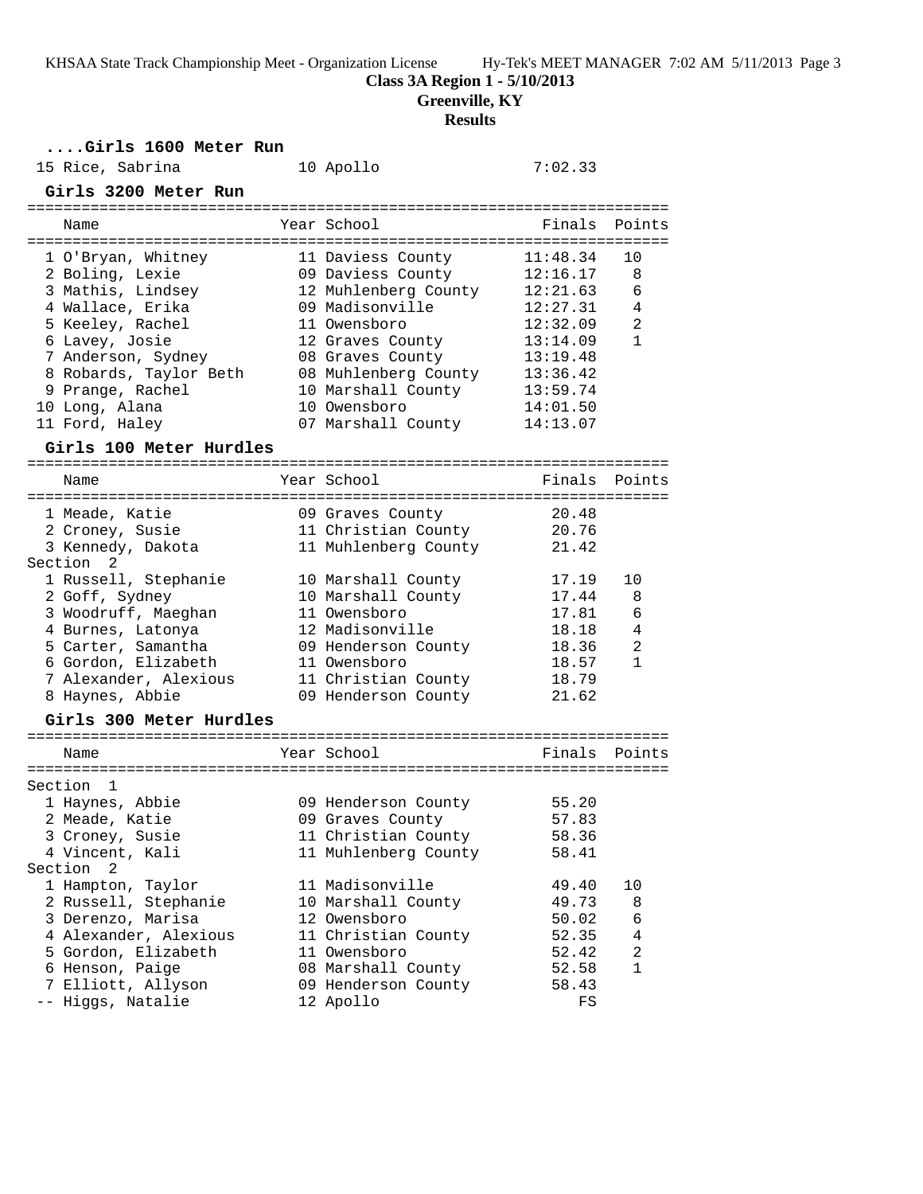## ....Girls 1600 Meter Run

| Place | Name | Year | School | Finals | Points |
|---|---|---|---|---|---|
| 15 | Rice, Sabrina | 10 | Apollo | 7:02.33 | |

## Girls 3200 Meter Run

| Place | Name | Year | School | Finals | Points |
|---|---|---|---|---|---|
| 1 | O'Bryan, Whitney | 11 | Daviess County | 11:48.34 | 10 |
| 2 | Boling, Lexie | 09 | Daviess County | 12:16.17 | 8 |
| 3 | Mathis, Lindsey | 12 | Muhlenberg County | 12:21.63 | 6 |
| 4 | Wallace, Erika | 09 | Madisonville | 12:27.31 | 4 |
| 5 | Keeley, Rachel | 11 | Owensboro | 12:32.09 | 2 |
| 6 | Lavey, Josie | 12 | Graves County | 13:14.09 | 1 |
| 7 | Anderson, Sydney | 08 | Graves County | 13:19.48 | |
| 8 | Robards, Taylor Beth | 08 | Muhlenberg County | 13:36.42 | |
| 9 | Prange, Rachel | 10 | Marshall County | 13:59.74 | |
| 10 | Long, Alana | 10 | Owensboro | 14:01.50 | |
| 11 | Ford, Haley | 07 | Marshall County | 14:13.07 | |

## Girls 100 Meter Hurdles

| Place | Name | Year | School | Finals | Points |
|---|---|---|---|---|---|
| 1 | Meade, Katie | 09 | Graves County | 20.48 | |
| 2 | Croney, Susie | 11 | Christian County | 20.76 | |
| 3 | Kennedy, Dakota | 11 | Muhlenberg County | 21.42 | |
| **Section 2** | | | | | |
| 1 | Russell, Stephanie | 10 | Marshall County | 17.19 | 10 |
| 2 | Goff, Sydney | 10 | Marshall County | 17.44 | 8 |
| 3 | Woodruff, Maeghan | 11 | Owensboro | 17.81 | 6 |
| 4 | Burnes, Latonya | 12 | Madisonville | 18.18 | 4 |
| 5 | Carter, Samantha | 09 | Henderson County | 18.36 | 2 |
| 6 | Gordon, Elizabeth | 11 | Owensboro | 18.57 | 1 |
| 7 | Alexander, Alexious | 11 | Christian County | 18.79 | |
| 8 | Haynes, Abbie | 09 | Henderson County | 21.62 | |

## Girls 300 Meter Hurdles

| Place | Name | Year | School | Finals | Points |
|---|---|---|---|---|---|
| **Section 1** | | | | | |
| 1 | Haynes, Abbie | 09 | Henderson County | 55.20 | |
| 2 | Meade, Katie | 09 | Graves County | 57.83 | |
| 3 | Croney, Susie | 11 | Christian County | 58.36 | |
| 4 | Vincent, Kali | 11 | Muhlenberg County | 58.41 | |
| **Section 2** | | | | | |
| 1 | Hampton, Taylor | 11 | Madisonville | 49.40 | 10 |
| 2 | Russell, Stephanie | 10 | Marshall County | 49.73 | 8 |
| 3 | Derenzo, Marisa | 12 | Owensboro | 50.02 | 6 |
| 4 | Alexander, Alexious | 11 | Christian County | 52.35 | 4 |
| 5 | Gordon, Elizabeth | 11 | Owensboro | 52.42 | 2 |
| 6 | Henson, Paige | 08 | Marshall County | 52.58 | 1 |
| 7 | Elliott, Allyson | 09 | Henderson County | 58.43 | |
| -- | Higgs, Natalie | 12 | Apollo | FS | |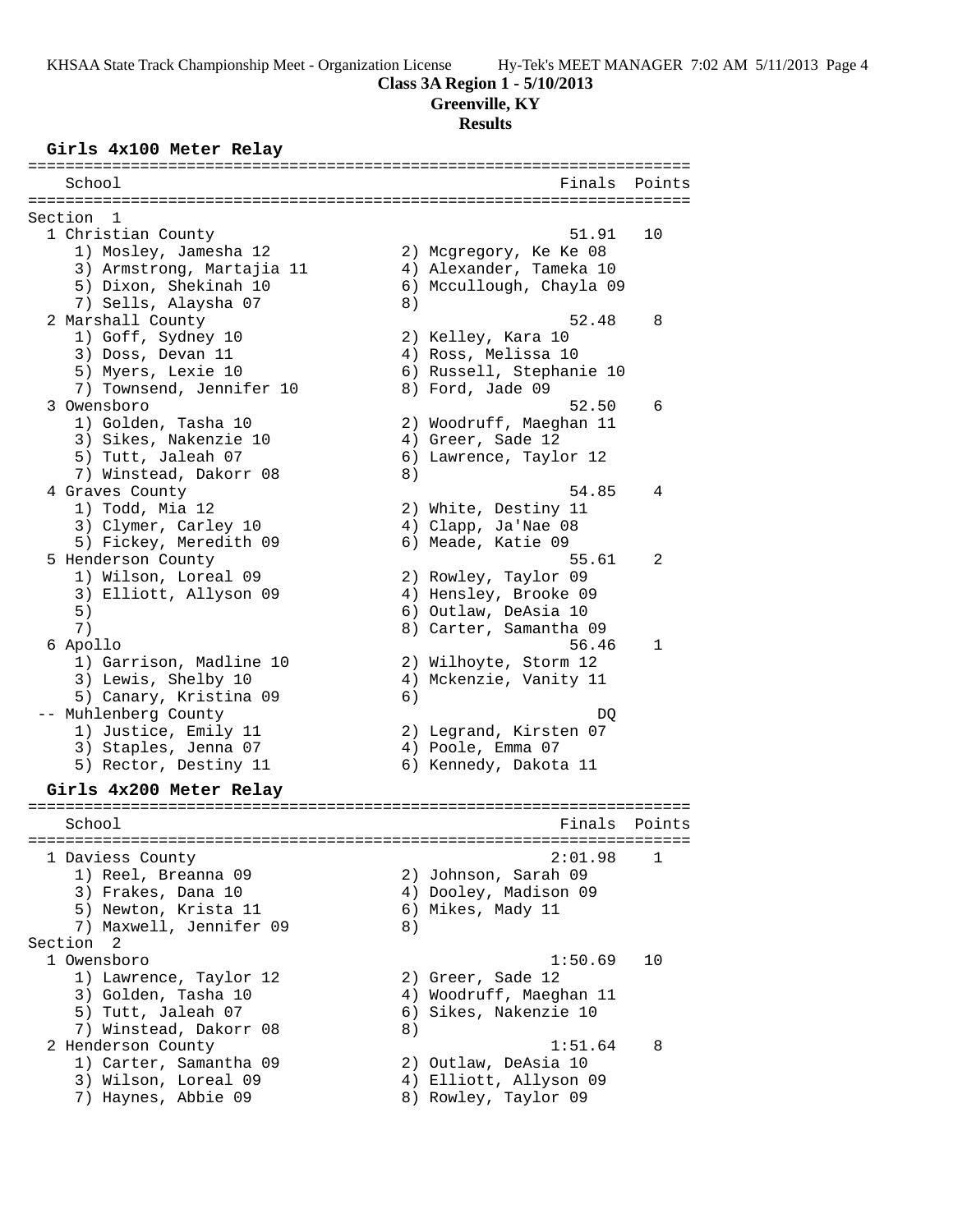**Class 3A Region 1 - 5/10/2013**
**Greenville, KY**
**Results**

## Girls 4x100 Meter Relay

```
=======================================================================
    School                                               Finals  Points
=======================================================================
Section  1
  1 Christian County                                      51.91   10
     1) Mosley, Jamesha 12              2) Mcgregory, Ke Ke 08
     3) Armstrong, Martajia 11          4) Alexander, Tameka 10
     5) Dixon, Shekinah 10              6) Mccullough, Chayla 09
     7) Sells, Alaysha 07               8)
  2 Marshall County                                       52.48    8
     1) Goff, Sydney 10                 2) Kelley, Kara 10
     3) Doss, Devan 11                  4) Ross, Melissa 10
     5) Myers, Lexie 10                 6) Russell, Stephanie 10
     7) Townsend, Jennifer 10           8) Ford, Jade 09
  3 Owensboro                                             52.50    6
     1) Golden, Tasha 10                2) Woodruff, Maeghan 11
     3) Sikes, Nakenzie 10              4) Greer, Sade 12
     5) Tutt, Jaleah 07                 6) Lawrence, Taylor 12
     7) Winstead, Dakorr 08             8)
  4 Graves County                                         54.85    4
     1) Todd, Mia 12                    2) White, Destiny 11
     3) Clymer, Carley 10               4) Clapp, Ja'Nae 08
     5) Fickey, Meredith 09             6) Meade, Katie 09
  5 Henderson County                                      55.61    2
     1) Wilson, Loreal 09               2) Rowley, Taylor 09
     3) Elliott, Allyson 09             4) Hensley, Brooke 09
     5)                                 6) Outlaw, DeAsia 10
     7)                                 8) Carter, Samantha 09
  6 Apollo                                                56.46    1
     1) Garrison, Madline 10            2) Wilhoyte, Storm 12
     3) Lewis, Shelby 10                4) Mckenzie, Vanity 11
     5) Canary, Kristina 09             6)
 -- Muhlenberg County                                        DQ
     1) Justice, Emily 11               2) Legrand, Kirsten 07
     3) Staples, Jenna 07               4) Poole, Emma 07
     5) Rector, Destiny 11              6) Kennedy, Dakota 11
```

## Girls 4x200 Meter Relay

```
=======================================================================
    School                                               Finals  Points
=======================================================================
  1 Daviess County                                      2:01.98    1
     1) Reel, Breanna 09                2) Johnson, Sarah 09
     3) Frakes, Dana 10                 4) Dooley, Madison 09
     5) Newton, Krista 11               6) Mikes, Mady 11
     7) Maxwell, Jennifer 09            8)
Section  2
  1 Owensboro                                           1:50.69   10
     1) Lawrence, Taylor 12             2) Greer, Sade 12
     3) Golden, Tasha 10                4) Woodruff, Maeghan 11
     5) Tutt, Jaleah 07                 6) Sikes, Nakenzie 10
     7) Winstead, Dakorr 08             8)
  2 Henderson County                                    1:51.64    8
     1) Carter, Samantha 09             2) Outlaw, DeAsia 10
     3) Wilson, Loreal 09               4) Elliott, Allyson 09
     7) Haynes, Abbie 09                8) Rowley, Taylor 09
```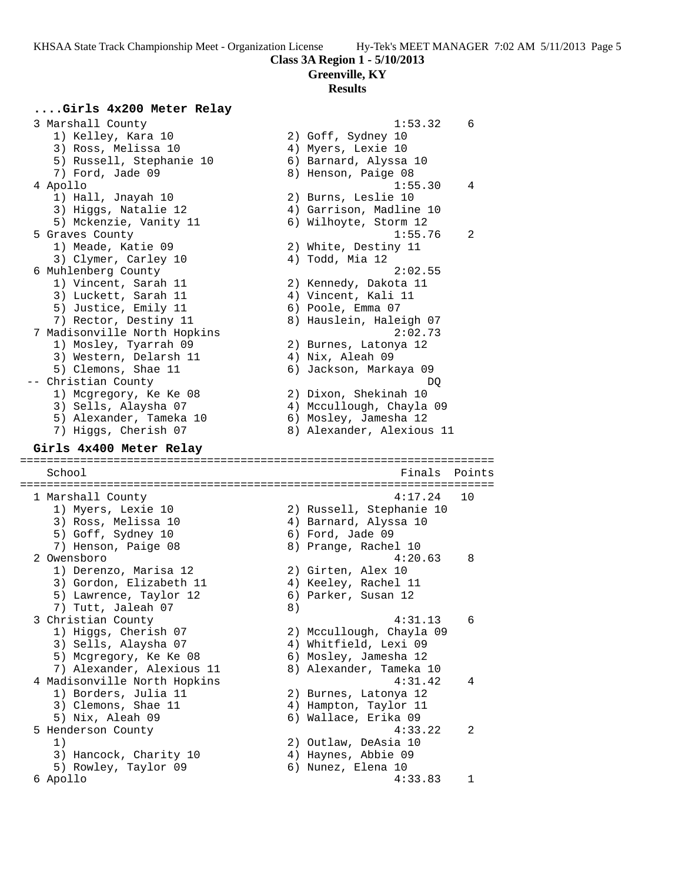**Class 3A Region 1 - 5/10/2013**
**Greenville, KY**
**Results**

### ....Girls 4x200 Meter Relay

```
  3 Marshall County                                     1:53.32    6 
     1) Kelley, Kara 10                 2) Goff, Sydney 10                
     3) Ross, Melissa 10                4) Myers, Lexie 10                
     5) Russell, Stephanie 10           6) Barnard, Alyssa 10             
     7) Ford, Jade 09                   8) Henson, Paige 08               
  4 Apollo                                              1:55.30    4 
     1) Hall, Jnayah 10                 2) Burns, Leslie 10               
     3) Higgs, Natalie 12               4) Garrison, Madline 10           
     5) Mckenzie, Vanity 11             6) Wilhoyte, Storm 12             
  5 Graves County                                       1:55.76    2 
     1) Meade, Katie 09                 2) White, Destiny 11              
     3) Clymer, Carley 10               4) Todd, Mia 12                   
  6 Muhlenberg County                                   2:02.55      
     1) Vincent, Sarah 11               2) Kennedy, Dakota 11             
     3) Luckett, Sarah 11               4) Vincent, Kali 11               
     5) Justice, Emily 11               6) Poole, Emma 07                 
     7) Rector, Destiny 11              8) Hauslein, Haleigh 07           
  7 Madisonville North Hopkins                          2:02.73      
     1) Mosley, Tyarrah 09              2) Burnes, Latonya 12             
     3) Western, Delarsh 11             4) Nix, Aleah 09                  
     5) Clemons, Shae 11                6) Jackson, Markaya 09            
 -- Christian County                                         DQ      
     1) Mcgregory, Ke Ke 08             2) Dixon, Shekinah 10             
     3) Sells, Alaysha 07               4) Mccullough, Chayla 09          
     5) Alexander, Tameka 10            6) Mosley, Jamesha 12             
     7) Higgs, Cherish 07               8) Alexander, Alexious 11         
```

### Girls 4x400 Meter Relay

```
=======================================================================
    School                                               Finals  Points 
=======================================================================
  1 Marshall County                                     4:17.24   10 
     1) Myers, Lexie 10                 2) Russell, Stephanie 10          
     3) Ross, Melissa 10                4) Barnard, Alyssa 10             
     5) Goff, Sydney 10                 6) Ford, Jade 09                  
     7) Henson, Paige 08                8) Prange, Rachel 10              
  2 Owensboro                                           4:20.63    8 
     1) Derenzo, Marisa 12              2) Girten, Alex 10                
     3) Gordon, Elizabeth 11            4) Keeley, Rachel 11              
     5) Lawrence, Taylor 12             6) Parker, Susan 12               
     7) Tutt, Jaleah 07                 8)                                
  3 Christian County                                    4:31.13    6 
     1) Higgs, Cherish 07               2) Mccullough, Chayla 09          
     3) Sells, Alaysha 07               4) Whitfield, Lexi 09             
     5) Mcgregory, Ke Ke 08             6) Mosley, Jamesha 12             
     7) Alexander, Alexious 11          8) Alexander, Tameka 10           
  4 Madisonville North Hopkins                          4:31.42    4 
     1) Borders, Julia 11               2) Burnes, Latonya 12             
     3) Clemons, Shae 11                4) Hampton, Taylor 11             
     5) Nix, Aleah 09                   6) Wallace, Erika 09              
  5 Henderson County                                    4:33.22    2 
     1)                                 2) Outlaw, DeAsia 10              
     3) Hancock, Charity 10             4) Haynes, Abbie 09               
     5) Rowley, Taylor 09               6) Nunez, Elena 10                
  6 Apollo                                              4:33.83    1 
```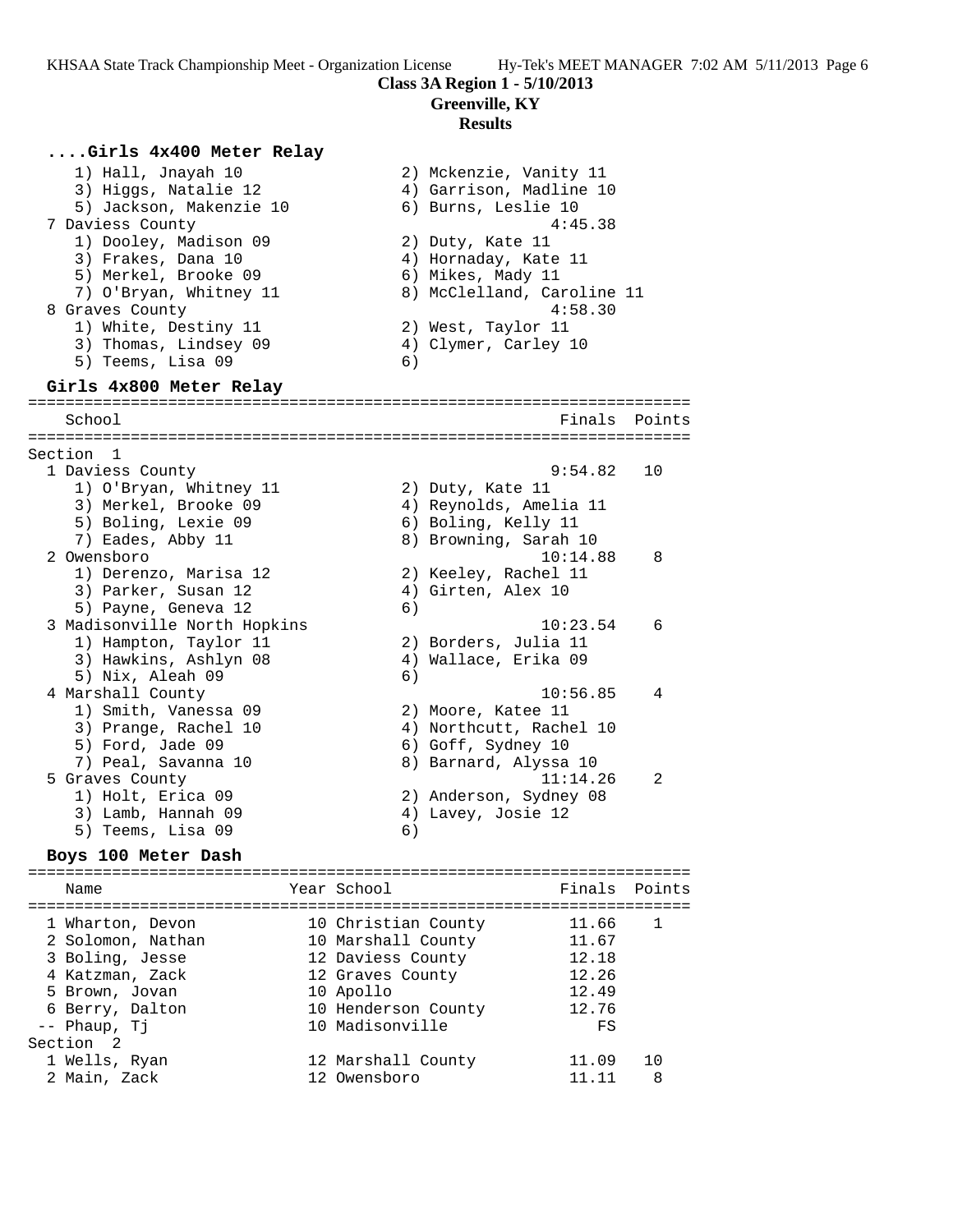## Class 3A Region 1 - 5/10/2013
### Greenville, KY
### Results

#### ....Girls 4x400 Meter Relay

```
    1) Hall, Jnayah 10                2) Mckenzie, Vanity 11
    3) Higgs, Natalie 12              4) Garrison, Madline 10
    5) Jackson, Makenzie 10           6) Burns, Leslie 10
  7 Daviess County                                 4:45.38
    1) Dooley, Madison 09             2) Duty, Kate 11
    3) Frakes, Dana 10                4) Hornaday, Kate 11
    5) Merkel, Brooke 09              6) Mikes, Mady 11
    7) O'Bryan, Whitney 11            8) McClelland, Caroline 11
  8 Graves County                                  4:58.30
    1) White, Destiny 11              2) West, Taylor 11
    3) Thomas, Lindsey 09             4) Clymer, Carley 10
    5) Teems, Lisa 09                 6)
```

#### Girls 4x800 Meter Relay

```
=======================================================================
    School                                               Finals  Points
=======================================================================
Section  1
  1 Daviess County                                      9:54.82   10
    1) O'Bryan, Whitney 11            2) Duty, Kate 11
    3) Merkel, Brooke 09              4) Reynolds, Amelia 11
    5) Boling, Lexie 09               6) Boling, Kelly 11
    7) Eades, Abby 11                 8) Browning, Sarah 10
  2 Owensboro                                          10:14.88    8
    1) Derenzo, Marisa 12             2) Keeley, Rachel 11
    3) Parker, Susan 12               4) Girten, Alex 10
    5) Payne, Geneva 12               6)
  3 Madisonville North Hopkins                         10:23.54    6
    1) Hampton, Taylor 11             2) Borders, Julia 11
    3) Hawkins, Ashlyn 08             4) Wallace, Erika 09
    5) Nix, Aleah 09                  6)
  4 Marshall County                                    10:56.85    4
    1) Smith, Vanessa 09              2) Moore, Katee 11
    3) Prange, Rachel 10              4) Northcutt, Rachel 10
    5) Ford, Jade 09                  6) Goff, Sydney 10
    7) Peal, Savanna 10               8) Barnard, Alyssa 10
  5 Graves County                                      11:14.26    2
    1) Holt, Erica 09                 2) Anderson, Sydney 08
    3) Lamb, Hannah 09                4) Lavey, Josie 12
    5) Teems, Lisa 09                 6)
```

#### Boys 100 Meter Dash

```
=======================================================================
    Name                    Year School                  Finals  Points
=======================================================================
  1 Wharton, Devon           10 Christian County         11.66    1
  2 Solomon, Nathan          10 Marshall County          11.67
  3 Boling, Jesse            12 Daviess County           12.18
  4 Katzman, Zack            12 Graves County            12.26
  5 Brown, Jovan             10 Apollo                   12.49
  6 Berry, Dalton            10 Henderson County         12.76
 -- Phaup, Tj                10 Madisonville                FS
Section  2
  1 Wells, Ryan              12 Marshall County          11.09   10
  2 Main, Zack               12 Owensboro                11.11    8
```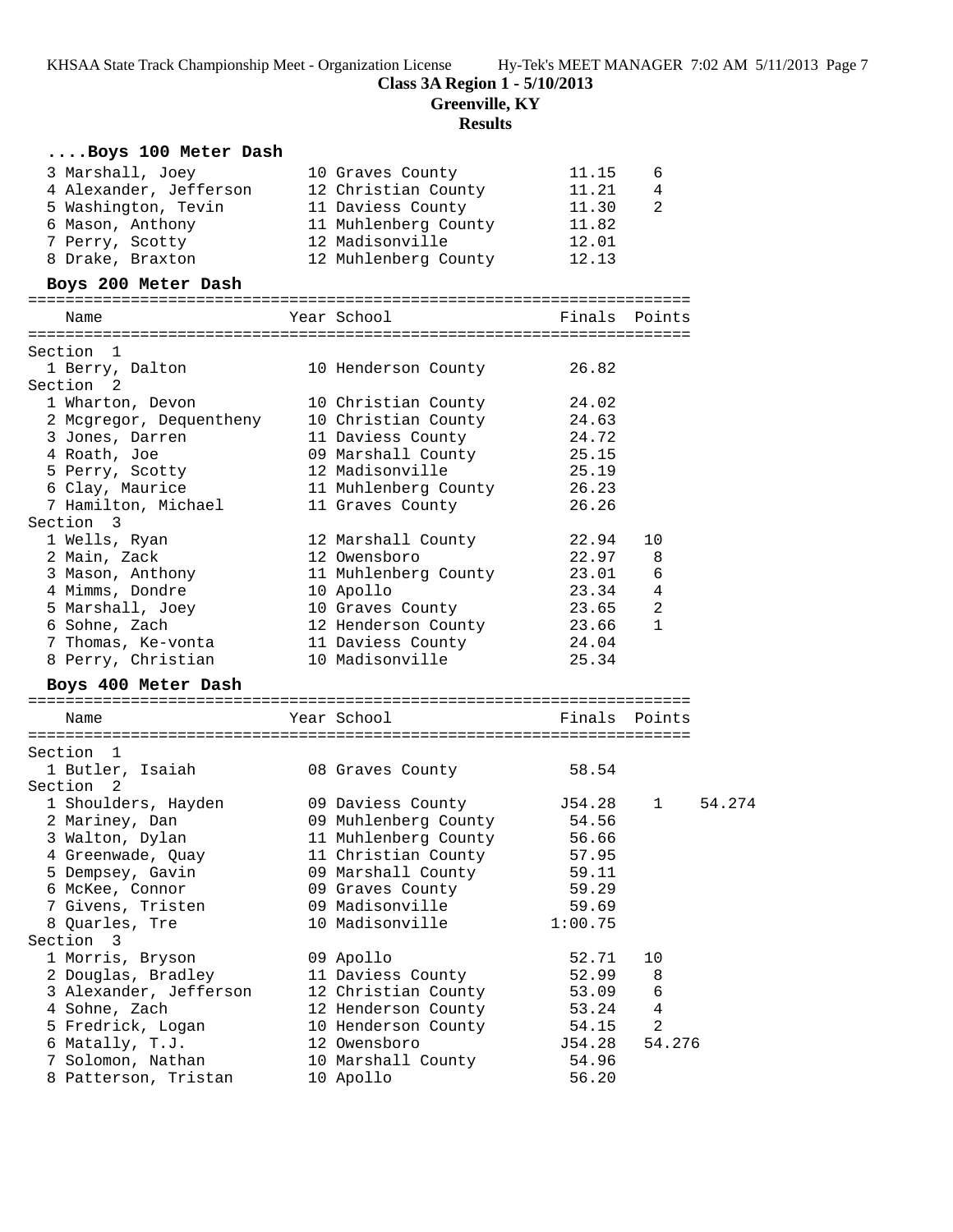## Class 3A Region 1 - 5/10/2013
## Greenville, KY
## Results

### ....Boys 100 Meter Dash

| Name | Year School | Finals | Points |
|---|---|---|---|
| 3 Marshall, Joey | 10 Graves County | 11.15 | 6 |
| 4 Alexander, Jefferson | 12 Christian County | 11.21 | 4 |
| 5 Washington, Tevin | 11 Daviess County | 11.30 | 2 |
| 6 Mason, Anthony | 11 Muhlenberg County | 11.82 | |
| 7 Perry, Scotty | 12 Madisonville | 12.01 | |
| 8 Drake, Braxton | 12 Muhlenberg County | 12.13 | |

### Boys 200 Meter Dash

| Name | Year School | Finals | Points |
|---|---|---|---|
| **Section 1** | | | |
| 1 Berry, Dalton | 10 Henderson County | 26.82 | |
| **Section 2** | | | |
| 1 Wharton, Devon | 10 Christian County | 24.02 | |
| 2 Mcgregor, Dequentheny | 10 Christian County | 24.63 | |
| 3 Jones, Darren | 11 Daviess County | 24.72 | |
| 4 Roath, Joe | 09 Marshall County | 25.15 | |
| 5 Perry, Scotty | 12 Madisonville | 25.19 | |
| 6 Clay, Maurice | 11 Muhlenberg County | 26.23 | |
| 7 Hamilton, Michael | 11 Graves County | 26.26 | |
| **Section 3** | | | |
| 1 Wells, Ryan | 12 Marshall County | 22.94 | 10 |
| 2 Main, Zack | 12 Owensboro | 22.97 | 8 |
| 3 Mason, Anthony | 11 Muhlenberg County | 23.01 | 6 |
| 4 Mimms, Dondre | 10 Apollo | 23.34 | 4 |
| 5 Marshall, Joey | 10 Graves County | 23.65 | 2 |
| 6 Sohne, Zach | 12 Henderson County | 23.66 | 1 |
| 7 Thomas, Ke-vonta | 11 Daviess County | 24.04 | |
| 8 Perry, Christian | 10 Madisonville | 25.34 | |

### Boys 400 Meter Dash

| Name | Year School | Finals | Points | |
|---|---|---|---|---|
| **Section 1** | | | | |
| 1 Butler, Isaiah | 08 Graves County | 58.54 | | |
| **Section 2** | | | | |
| 1 Shoulders, Hayden | 09 Daviess County | J54.28 | 1 | 54.274 |
| 2 Mariney, Dan | 09 Muhlenberg County | 54.56 | | |
| 3 Walton, Dylan | 11 Muhlenberg County | 56.66 | | |
| 4 Greenwade, Quay | 11 Christian County | 57.95 | | |
| 5 Dempsey, Gavin | 09 Marshall County | 59.11 | | |
| 6 McKee, Connor | 09 Graves County | 59.29 | | |
| 7 Givens, Tristen | 09 Madisonville | 59.69 | | |
| 8 Quarles, Tre | 10 Madisonville | 1:00.75 | | |
| **Section 3** | | | | |
| 1 Morris, Bryson | 09 Apollo | 52.71 | 10 | |
| 2 Douglas, Bradley | 11 Daviess County | 52.99 | 8 | |
| 3 Alexander, Jefferson | 12 Christian County | 53.09 | 6 | |
| 4 Sohne, Zach | 12 Henderson County | 53.24 | 4 | |
| 5 Fredrick, Logan | 10 Henderson County | 54.15 | 2 | |
| 6 Matally, T.J. | 12 Owensboro | J54.28 | 54.276 | |
| 7 Solomon, Nathan | 10 Marshall County | 54.96 | | |
| 8 Patterson, Tristan | 10 Apollo | 56.20 | | |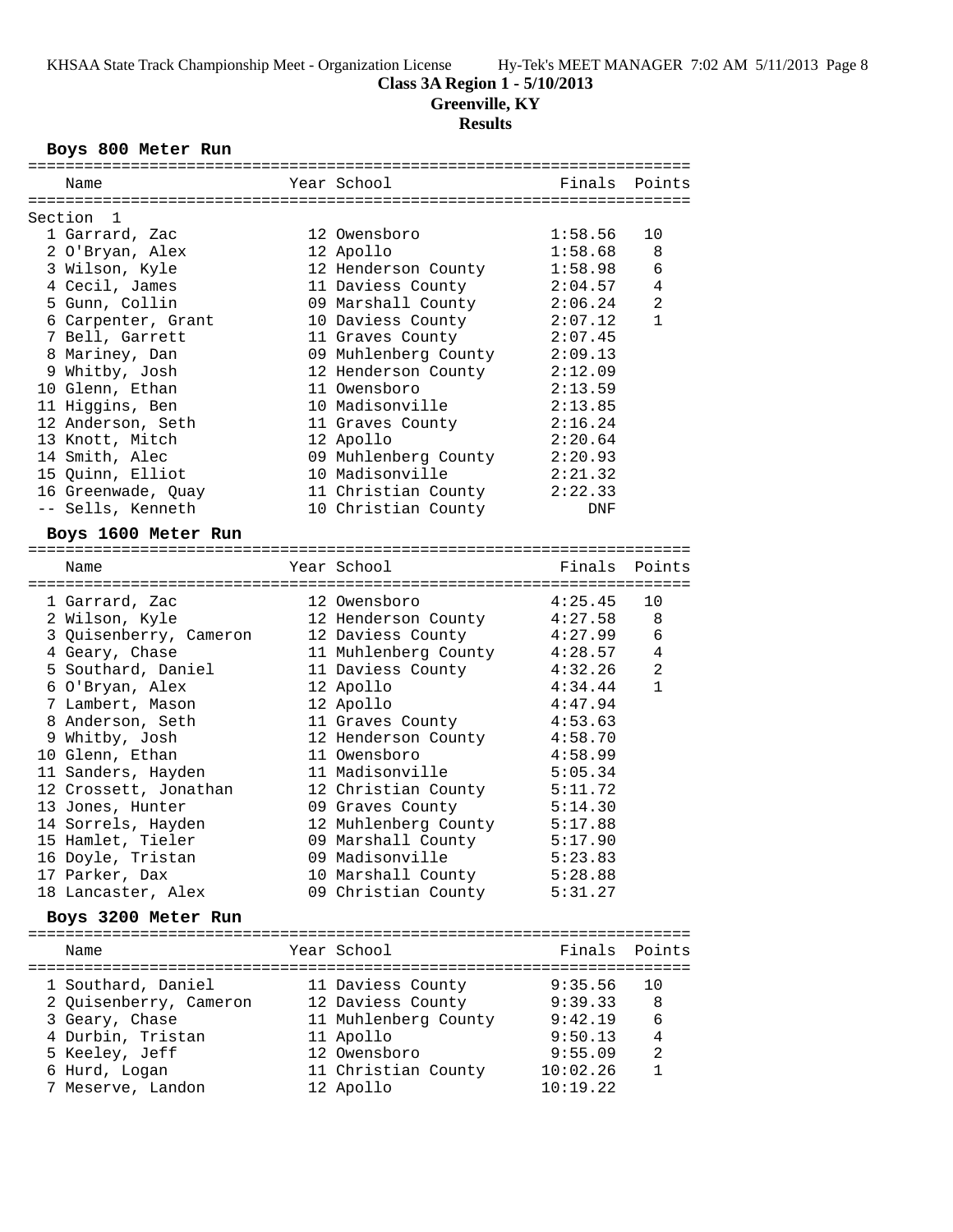**Class 3A Region 1 - 5/10/2013**
**Greenville, KY**
**Results**

### Boys 800 Meter Run

Section 1

| | Name | Year | School | Finals | Points |
|---|---|---|---|---|---|
| 1 | Garrard, Zac | 12 | Owensboro | 1:58.56 | 10 |
| 2 | O'Bryan, Alex | 12 | Apollo | 1:58.68 | 8 |
| 3 | Wilson, Kyle | 12 | Henderson County | 1:58.98 | 6 |
| 4 | Cecil, James | 11 | Daviess County | 2:04.57 | 4 |
| 5 | Gunn, Collin | 09 | Marshall County | 2:06.24 | 2 |
| 6 | Carpenter, Grant | 10 | Daviess County | 2:07.12 | 1 |
| 7 | Bell, Garrett | 11 | Graves County | 2:07.45 | |
| 8 | Mariney, Dan | 09 | Muhlenberg County | 2:09.13 | |
| 9 | Whitby, Josh | 12 | Henderson County | 2:12.09 | |
| 10 | Glenn, Ethan | 11 | Owensboro | 2:13.59 | |
| 11 | Higgins, Ben | 10 | Madisonville | 2:13.85 | |
| 12 | Anderson, Seth | 11 | Graves County | 2:16.24 | |
| 13 | Knott, Mitch | 12 | Apollo | 2:20.64 | |
| 14 | Smith, Alec | 09 | Muhlenberg County | 2:20.93 | |
| 15 | Quinn, Elliot | 10 | Madisonville | 2:21.32 | |
| 16 | Greenwade, Quay | 11 | Christian County | 2:22.33 | |
| -- | Sells, Kenneth | 10 | Christian County | DNF | |

### Boys 1600 Meter Run

| | Name | Year | School | Finals | Points |
|---|---|---|---|---|---|
| 1 | Garrard, Zac | 12 | Owensboro | 4:25.45 | 10 |
| 2 | Wilson, Kyle | 12 | Henderson County | 4:27.58 | 8 |
| 3 | Quisenberry, Cameron | 12 | Daviess County | 4:27.99 | 6 |
| 4 | Geary, Chase | 11 | Muhlenberg County | 4:28.57 | 4 |
| 5 | Southard, Daniel | 11 | Daviess County | 4:32.26 | 2 |
| 6 | O'Bryan, Alex | 12 | Apollo | 4:34.44 | 1 |
| 7 | Lambert, Mason | 12 | Apollo | 4:47.94 | |
| 8 | Anderson, Seth | 11 | Graves County | 4:53.63 | |
| 9 | Whitby, Josh | 12 | Henderson County | 4:58.70 | |
| 10 | Glenn, Ethan | 11 | Owensboro | 4:58.99 | |
| 11 | Sanders, Hayden | 11 | Madisonville | 5:05.34 | |
| 12 | Crossett, Jonathan | 12 | Christian County | 5:11.72 | |
| 13 | Jones, Hunter | 09 | Graves County | 5:14.30 | |
| 14 | Sorrels, Hayden | 12 | Muhlenberg County | 5:17.88 | |
| 15 | Hamlet, Tieler | 09 | Marshall County | 5:17.90 | |
| 16 | Doyle, Tristan | 09 | Madisonville | 5:23.83 | |
| 17 | Parker, Dax | 10 | Marshall County | 5:28.88 | |
| 18 | Lancaster, Alex | 09 | Christian County | 5:31.27 | |

### Boys 3200 Meter Run

| | Name | Year | School | Finals | Points |
|---|---|---|---|---|---|
| 1 | Southard, Daniel | 11 | Daviess County | 9:35.56 | 10 |
| 2 | Quisenberry, Cameron | 12 | Daviess County | 9:39.33 | 8 |
| 3 | Geary, Chase | 11 | Muhlenberg County | 9:42.19 | 6 |
| 4 | Durbin, Tristan | 11 | Apollo | 9:50.13 | 4 |
| 5 | Keeley, Jeff | 12 | Owensboro | 9:55.09 | 2 |
| 6 | Hurd, Logan | 11 | Christian County | 10:02.26 | 1 |
| 7 | Meserve, Landon | 12 | Apollo | 10:19.22 | |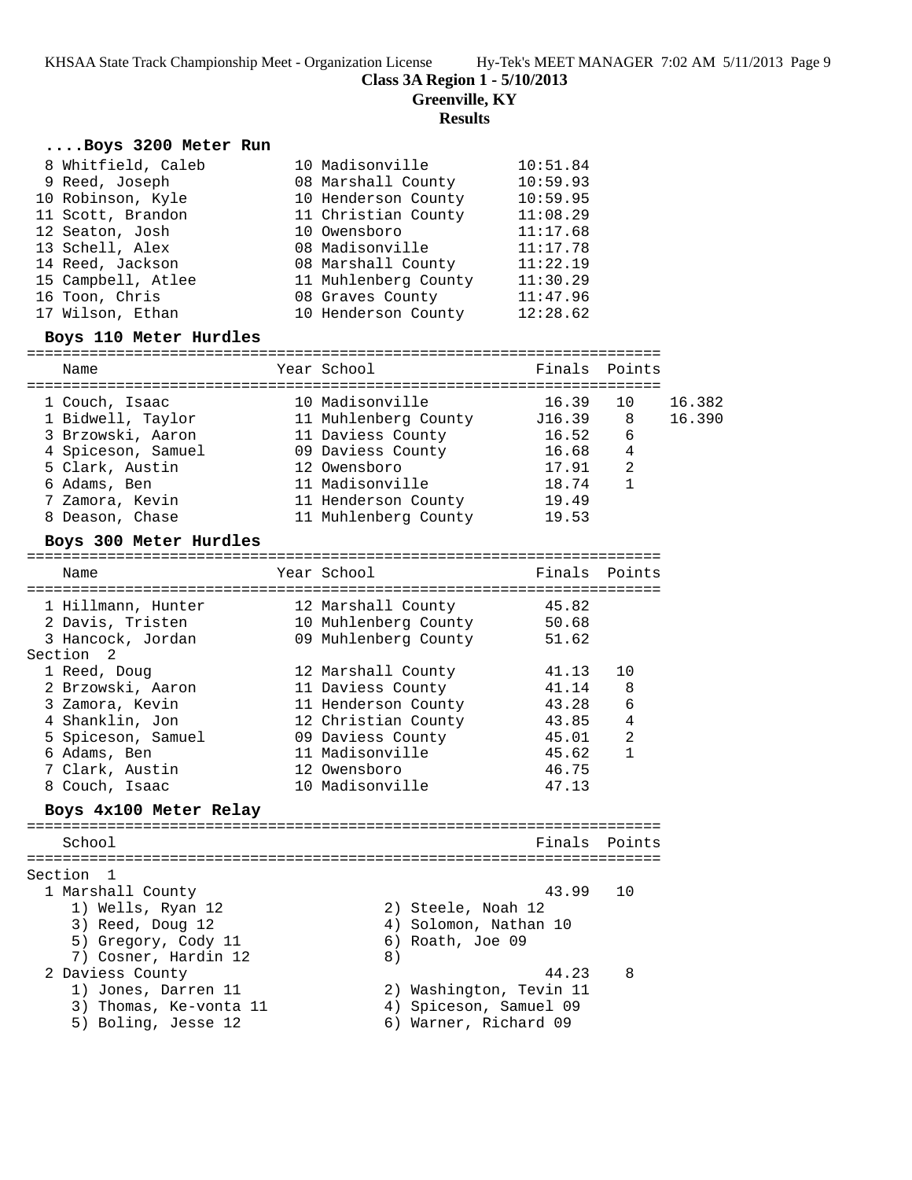**Class 3A Region 1 - 5/10/2013**
**Greenville, KY**
**Results**

### ....Boys 3200 Meter Run

| Place | Name | Year | School | Finals |
|---|---|---|---|---|
| 8 | Whitfield, Caleb | 10 | Madisonville | 10:51.84 |
| 9 | Reed, Joseph | 08 | Marshall County | 10:59.93 |
| 10 | Robinson, Kyle | 10 | Henderson County | 10:59.95 |
| 11 | Scott, Brandon | 11 | Christian County | 11:08.29 |
| 12 | Seaton, Josh | 10 | Owensboro | 11:17.68 |
| 13 | Schell, Alex | 08 | Madisonville | 11:17.78 |
| 14 | Reed, Jackson | 08 | Marshall County | 11:22.19 |
| 15 | Campbell, Atlee | 11 | Muhlenberg County | 11:30.29 |
| 16 | Toon, Chris | 08 | Graves County | 11:47.96 |
| 17 | Wilson, Ethan | 10 | Henderson County | 12:28.62 |

### Boys 110 Meter Hurdles

| Place | Name | Year | School | Finals | Points | |
|---|---|---|---|---|---|---|
| 1 | Couch, Isaac | 10 | Madisonville | 16.39 | 10 | 16.382 |
| 1 | Bidwell, Taylor | 11 | Muhlenberg County | J16.39 | 8 | 16.390 |
| 3 | Brzowski, Aaron | 11 | Daviess County | 16.52 | 6 | |
| 4 | Spiceson, Samuel | 09 | Daviess County | 16.68 | 4 | |
| 5 | Clark, Austin | 12 | Owensboro | 17.91 | 2 | |
| 6 | Adams, Ben | 11 | Madisonville | 18.74 | 1 | |
| 7 | Zamora, Kevin | 11 | Henderson County | 19.49 | | |
| 8 | Deason, Chase | 11 | Muhlenberg County | 19.53 | | |

### Boys 300 Meter Hurdles

| Place | Name | Year | School | Finals | Points |
|---|---|---|---|---|---|
| 1 | Hillmann, Hunter | 12 | Marshall County | 45.82 | |
| 2 | Davis, Tristen | 10 | Muhlenberg County | 50.68 | |
| 3 | Hancock, Jordan | 09 | Muhlenberg County | 51.62 | |
| Section 2 | | | | | |
| 1 | Reed, Doug | 12 | Marshall County | 41.13 | 10 |
| 2 | Brzowski, Aaron | 11 | Daviess County | 41.14 | 8 |
| 3 | Zamora, Kevin | 11 | Henderson County | 43.28 | 6 |
| 4 | Shanklin, Jon | 12 | Christian County | 43.85 | 4 |
| 5 | Spiceson, Samuel | 09 | Daviess County | 45.01 | 2 |
| 6 | Adams, Ben | 11 | Madisonville | 45.62 | 1 |
| 7 | Clark, Austin | 12 | Owensboro | 46.75 | |
| 8 | Couch, Isaac | 10 | Madisonville | 47.13 | |

### Boys 4x100 Meter Relay

| School | Finals | Points |
|---|---|---|
| Section 1 | | |
| 1 Marshall County | 43.99 | 10 |
| 1) Wells, Ryan 12; 2) Steele, Noah 12; 3) Reed, Doug 12; 4) Solomon, Nathan 10; 5) Gregory, Cody 11; 6) Roath, Joe 09; 7) Cosner, Hardin 12; 8) | | |
| 2 Daviess County | 44.23 | 8 |
| 1) Jones, Darren 11; 2) Washington, Tevin 11; 3) Thomas, Ke-vonta 11; 4) Spiceson, Samuel 09; 5) Boling, Jesse 12; 6) Warner, Richard 09 | | |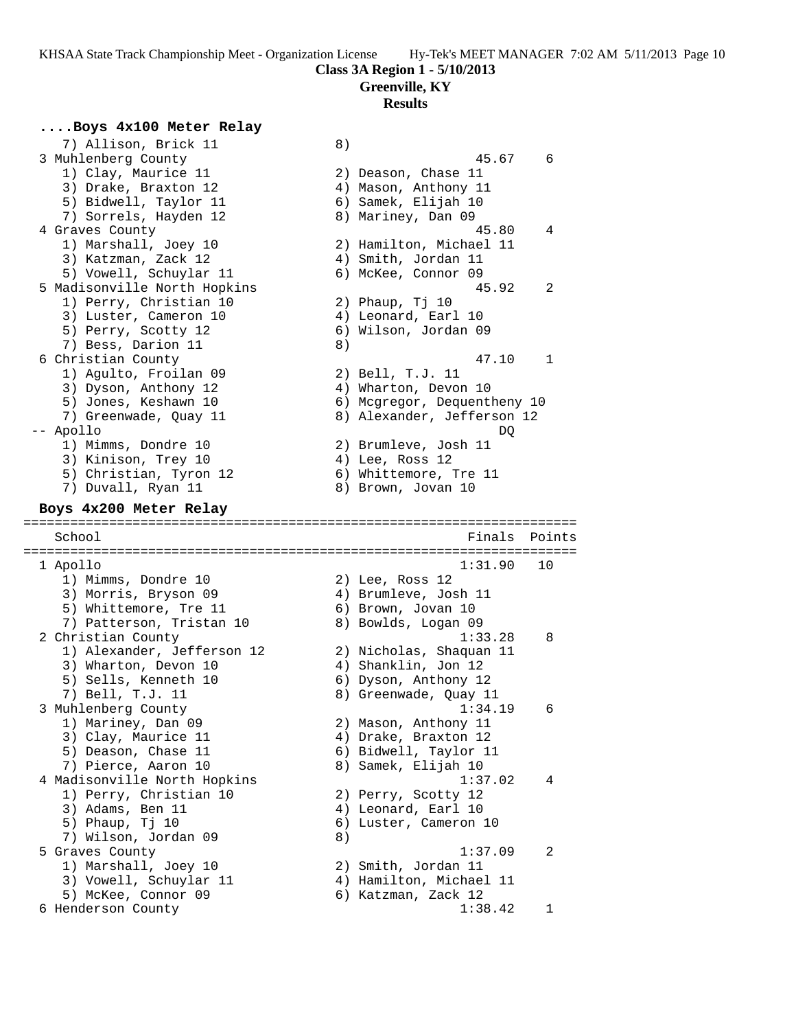## Class 3A Region 1 - 5/10/2013
## Greenville, KY
## Results

### ....Boys 4x100 Meter Relay

```
    7) Allison, Brick 11              8)
 3 Muhlenberg County                                 45.67    6
    1) Clay, Maurice 11               2) Deason, Chase 11
    3) Drake, Braxton 12              4) Mason, Anthony 11
    5) Bidwell, Taylor 11             6) Samek, Elijah 10
    7) Sorrels, Hayden 12             8) Mariney, Dan 09
 4 Graves County                                     45.80    4
    1) Marshall, Joey 10              2) Hamilton, Michael 11
    3) Katzman, Zack 12               4) Smith, Jordan 11
    5) Vowell, Schuylar 11            6) McKee, Connor 09
 5 Madisonville North Hopkins                        45.92    2
    1) Perry, Christian 10            2) Phaup, Tj 10
    3) Luster, Cameron 10             4) Leonard, Earl 10
    5) Perry, Scotty 12               6) Wilson, Jordan 09
    7) Bess, Darion 11                8)
 6 Christian County                                  47.10    1
    1) Agulto, Froilan 09             2) Bell, T.J. 11
    3) Dyson, Anthony 12              4) Wharton, Devon 10
    5) Jones, Keshawn 10              6) Mcgregor, Dequentheny 10
    7) Greenwade, Quay 11             8) Alexander, Jefferson 12
 -- Apollo                                              DQ
    1) Mimms, Dondre 10               2) Brumleve, Josh 11
    3) Kinison, Trey 10               4) Lee, Ross 12
    5) Christian, Tyron 12            6) Whittemore, Tre 11
    7) Duvall, Ryan 11                8) Brown, Jovan 10
```

### Boys 4x200 Meter Relay

```
=====================================================================
    School                                           Finals  Points
=====================================================================
 1 Apollo                                          1:31.90   10
    1) Mimms, Dondre 10               2) Lee, Ross 12
    3) Morris, Bryson 09              4) Brumleve, Josh 11
    5) Whittemore, Tre 11             6) Brown, Jovan 10
    7) Patterson, Tristan 10          8) Bowlds, Logan 09
 2 Christian County                                1:33.28    8
    1) Alexander, Jefferson 12        2) Nicholas, Shaquan 11
    3) Wharton, Devon 10              4) Shanklin, Jon 12
    5) Sells, Kenneth 10              6) Dyson, Anthony 12
    7) Bell, T.J. 11                  8) Greenwade, Quay 11
 3 Muhlenberg County                               1:34.19    6
    1) Mariney, Dan 09                2) Mason, Anthony 11
    3) Clay, Maurice 11               4) Drake, Braxton 12
    5) Deason, Chase 11               6) Bidwell, Taylor 11
    7) Pierce, Aaron 10               8) Samek, Elijah 10
 4 Madisonville North Hopkins                      1:37.02    4
    1) Perry, Christian 10            2) Perry, Scotty 12
    3) Adams, Ben 11                  4) Leonard, Earl 10
    5) Phaup, Tj 10                   6) Luster, Cameron 10
    7) Wilson, Jordan 09              8)
 5 Graves County                                   1:37.09    2
    1) Marshall, Joey 10              2) Smith, Jordan 11
    3) Vowell, Schuylar 11            4) Hamilton, Michael 11
    5) McKee, Connor 09               6) Katzman, Zack 12
 6 Henderson County                                1:38.42    1
```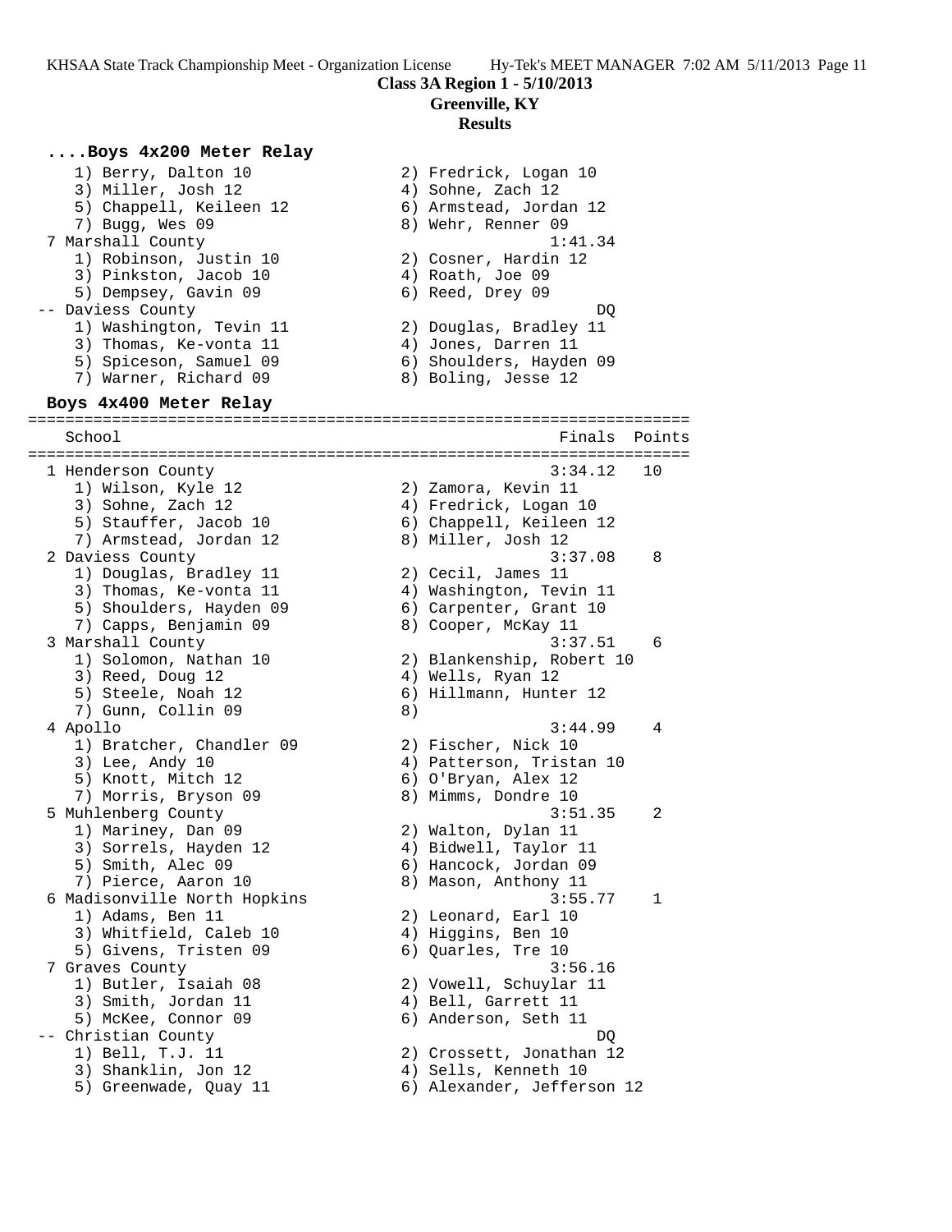**Class 3A Region 1 - 5/10/2013**
**Greenville, KY**
**Results**

### ....Boys 4x200 Meter Relay

```
    1) Berry, Dalton 10               2) Fredrick, Logan 10
    3) Miller, Josh 12                4) Sohne, Zach 12
    5) Chappell, Keileen 12           6) Armstead, Jordan 12
    7) Bugg, Wes 09                   8) Wehr, Renner 09
 7 Marshall County                               1:41.34
    1) Robinson, Justin 10            2) Cosner, Hardin 12
    3) Pinkston, Jacob 10             4) Roath, Joe 09
    5) Dempsey, Gavin 09              6) Reed, Drey 09
 -- Daviess County                                    DQ
    1) Washington, Tevin 11           2) Douglas, Bradley 11
    3) Thomas, Ke-vonta 11            4) Jones, Darren 11
    5) Spiceson, Samuel 09            6) Shoulders, Hayden 09
    7) Warner, Richard 09             8) Boling, Jesse 12
```

### Boys 4x400 Meter Relay

```
=======================================================================
    School                                           Finals  Points
=======================================================================
  1 Henderson County                                 3:34.12   10
     1) Wilson, Kyle 12                2) Zamora, Kevin 11
     3) Sohne, Zach 12                 4) Fredrick, Logan 10
     5) Stauffer, Jacob 10             6) Chappell, Keileen 12
     7) Armstead, Jordan 12            8) Miller, Josh 12
  2 Daviess County                                   3:37.08    8
     1) Douglas, Bradley 11            2) Cecil, James 11
     3) Thomas, Ke-vonta 11            4) Washington, Tevin 11
     5) Shoulders, Hayden 09           6) Carpenter, Grant 10
     7) Capps, Benjamin 09             8) Cooper, McKay 11
  3 Marshall County                                  3:37.51    6
     1) Solomon, Nathan 10             2) Blankenship, Robert 10
     3) Reed, Doug 12                  4) Wells, Ryan 12
     5) Steele, Noah 12                6) Hillmann, Hunter 12
     7) Gunn, Collin 09                8)
  4 Apollo                                           3:44.99    4
     1) Bratcher, Chandler 09          2) Fischer, Nick 10
     3) Lee, Andy 10                   4) Patterson, Tristan 10
     5) Knott, Mitch 12                6) O'Bryan, Alex 12
     7) Morris, Bryson 09              8) Mimms, Dondre 10
  5 Muhlenberg County                                3:51.35    2
     1) Mariney, Dan 09                2) Walton, Dylan 11
     3) Sorrels, Hayden 12             4) Bidwell, Taylor 11
     5) Smith, Alec 09                 6) Hancock, Jordan 09
     7) Pierce, Aaron 10               8) Mason, Anthony 11
  6 Madisonville North Hopkins                       3:55.77    1
     1) Adams, Ben 11                  2) Leonard, Earl 10
     3) Whitfield, Caleb 10            4) Higgins, Ben 10
     5) Givens, Tristen 09             6) Quarles, Tre 10
  7 Graves County                                    3:56.16
     1) Butler, Isaiah 08              2) Vowell, Schuylar 11
     3) Smith, Jordan 11               4) Bell, Garrett 11
     5) McKee, Connor 09               6) Anderson, Seth 11
 -- Christian County                                      DQ
     1) Bell, T.J. 11                  2) Crossett, Jonathan 12
     3) Shanklin, Jon 12               4) Sells, Kenneth 10
     5) Greenwade, Quay 11             6) Alexander, Jefferson 12
```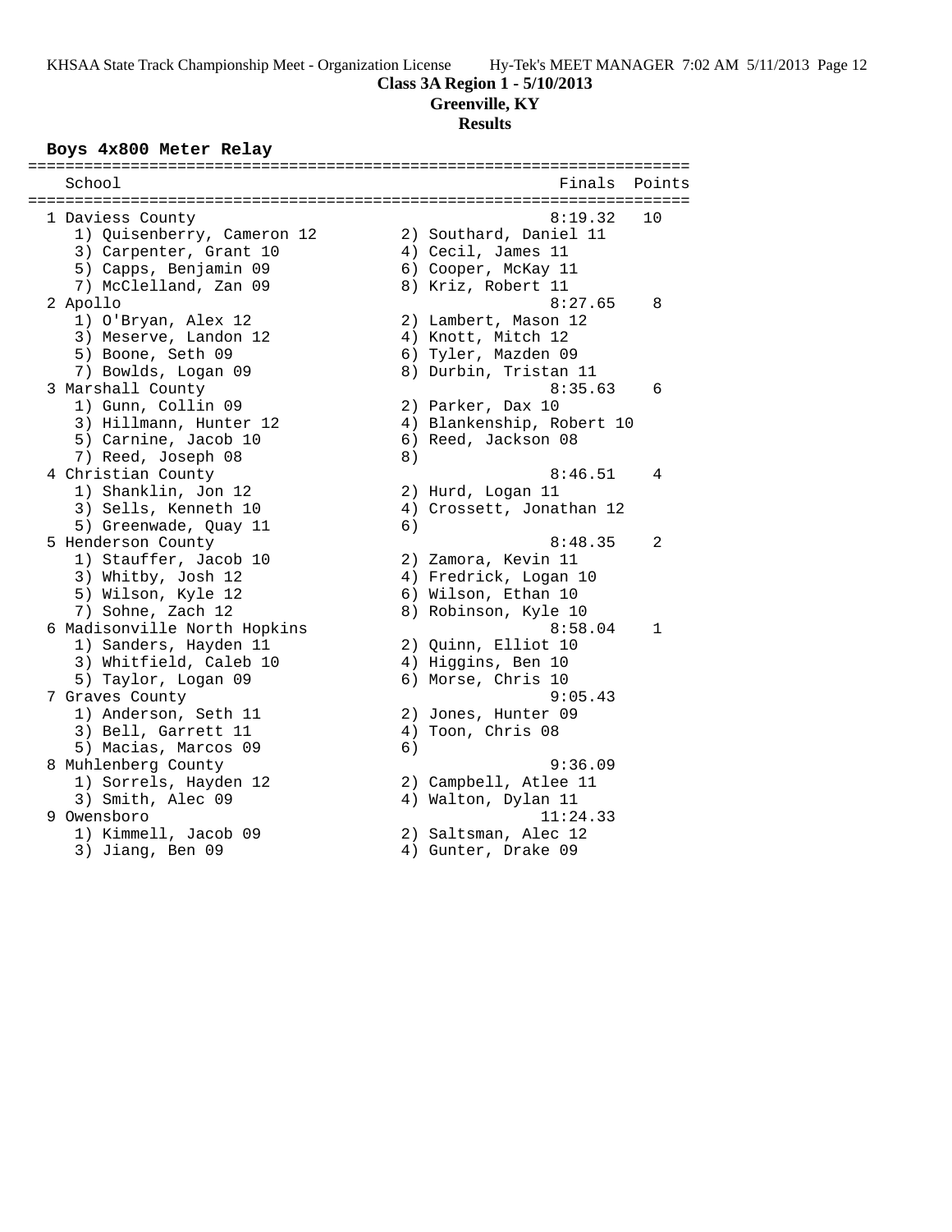**Class 3A Region 1 - 5/10/2013**

**Greenville, KY**

**Results**

### Boys 4x800 Meter Relay

| Place | School | Finals | Points |
|---|---|---|---|
| 1 | Daviess County | 8:19.32 | 10 |
| | 1) Quisenberry, Cameron 12; 2) Southard, Daniel 11; 3) Carpenter, Grant 10; 4) Cecil, James 11; 5) Capps, Benjamin 09; 6) Cooper, McKay 11; 7) McClelland, Zan 09; 8) Kriz, Robert 11 | | |
| 2 | Apollo | 8:27.65 | 8 |
| | 1) O'Bryan, Alex 12; 2) Lambert, Mason 12; 3) Meserve, Landon 12; 4) Knott, Mitch 12; 5) Boone, Seth 09; 6) Tyler, Mazden 09; 7) Bowlds, Logan 09; 8) Durbin, Tristan 11 | | |
| 3 | Marshall County | 8:35.63 | 6 |
| | 1) Gunn, Collin 09; 2) Parker, Dax 10; 3) Hillmann, Hunter 12; 4) Blankenship, Robert 10; 5) Carnine, Jacob 10; 6) Reed, Jackson 08; 7) Reed, Joseph 08; 8) | | |
| 4 | Christian County | 8:46.51 | 4 |
| | 1) Shanklin, Jon 12; 2) Hurd, Logan 11; 3) Sells, Kenneth 10; 4) Crossett, Jonathan 12; 5) Greenwade, Quay 11; 6) | | |
| 5 | Henderson County | 8:48.35 | 2 |
| | 1) Stauffer, Jacob 10; 2) Zamora, Kevin 11; 3) Whitby, Josh 12; 4) Fredrick, Logan 10; 5) Wilson, Kyle 12; 6) Wilson, Ethan 10; 7) Sohne, Zach 12; 8) Robinson, Kyle 10 | | |
| 6 | Madisonville North Hopkins | 8:58.04 | 1 |
| | 1) Sanders, Hayden 11; 2) Quinn, Elliot 10; 3) Whitfield, Caleb 10; 4) Higgins, Ben 10; 5) Taylor, Logan 09; 6) Morse, Chris 10 | | |
| 7 | Graves County | 9:05.43 | |
| | 1) Anderson, Seth 11; 2) Jones, Hunter 09; 3) Bell, Garrett 11; 4) Toon, Chris 08; 5) Macias, Marcos 09; 6) | | |
| 8 | Muhlenberg County | 9:36.09 | |
| | 1) Sorrels, Hayden 12; 2) Campbell, Atlee 11; 3) Smith, Alec 09; 4) Walton, Dylan 11 | | |
| 9 | Owensboro | 11:24.33 | |
| | 1) Kimmell, Jacob 09; 2) Saltsman, Alec 12; 3) Jiang, Ben 09; 4) Gunter, Drake 09 | | |